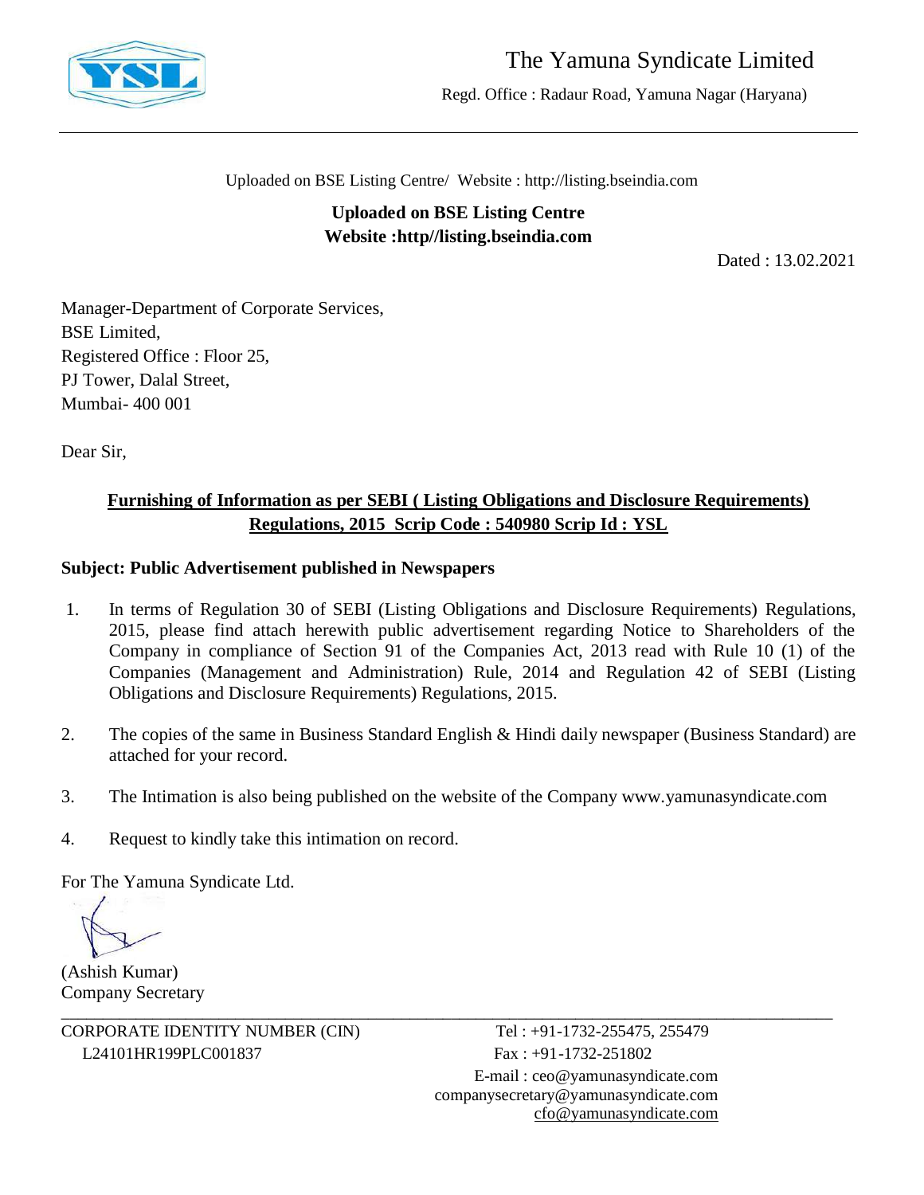# The Yamuna Syndicate Limited

Regd. Office : Radaur Road, Yamuna Nagar (Haryana)

Uploaded on BSE Listing Centre/ Website : http://listing.bseindia.com

**Uploaded on BSE Listing Centre**
**Website :http//listing.bseindia.com**

Dated : 13.02.2021

Manager-Department of Corporate Services,
BSE Limited,
Registered Office : Floor 25,
PJ Tower, Dalal Street,
Mumbai- 400 001

Dear Sir,

**Furnishing of Information as per SEBI ( Listing Obligations and Disclosure Requirements) Regulations, 2015 Scrip Code : 540980 Scrip Id : YSL**

**Subject: Public Advertisement published in Newspapers**

1. In terms of Regulation 30 of SEBI (Listing Obligations and Disclosure Requirements) Regulations, 2015, please find attach herewith public advertisement regarding Notice to Shareholders of the Company in compliance of Section 91 of the Companies Act, 2013 read with Rule 10 (1) of the Companies (Management and Administration) Rule, 2014 and Regulation 42 of SEBI (Listing Obligations and Disclosure Requirements) Regulations, 2015.

2. The copies of the same in Business Standard English & Hindi daily newspaper (Business Standard) are attached for your record.

3. The Intimation is also being published on the website of the Company www.yamunasyndicate.com

4. Request to kindly take this intimation on record.

For The Yamuna Syndicate Ltd.

(Ashish Kumar)
Company Secretary

CORPORATE IDENTITY NUMBER (CIN)
L24101HR199PLC001837

Tel : +91-1732-255475, 255479
Fax : +91-1732-251802
E-mail : ceo@yamunasyndicate.com
companysecretary@yamunasyndicate.com
cfo@yamunasyndicate.com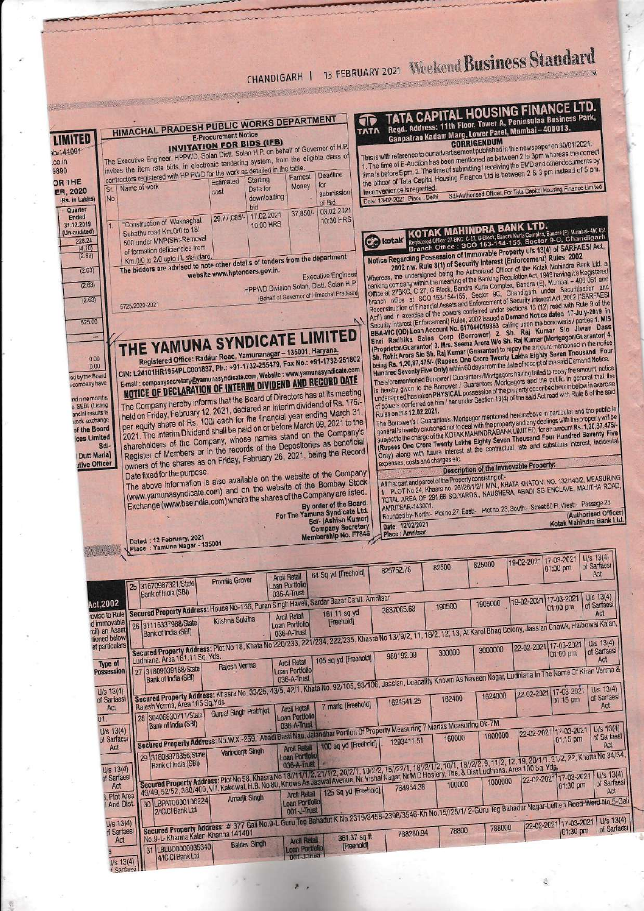## HIMACHAL PRADESH PUBLIC WORKS DEPARTMENT

E-Procurement Notice

### INVITATION FOR BIDS (IFB)

The Executive Engineer, HPPWD, Solan Distt. Solan H.P. on behalf of Governor of H.P. invites the item rate bids, in electronic tendering system, from the eligible class of contractors registered with HP PWD for the work as detailed in the table.

| Sr. No | Name of work | Estimated cost | Starting Date for downloading bid | Earnest Money | Deadline for submission of Bid |
|---|---|---|---|---|---|
| 1. | "Construction of Waknaghat Subathu road Km.0/0 to 18/500 under MNP(SH:-Removal of formation deficiencies from Km.0/0 to 2/0 upto I/L standard. | 29,77,085/- | 17.02.2021 10:00 HRS | 37,850/- | 03.02.2021 10:30 HRS |

The bidders are advised to note other details of tenders from the department website www.hptenders.gov.in.

Executive Engineer
HPPWD Division Solan, Distt. Solan H.P.
(Behalf of Governor of Himachal Pradesh)

5725/2020-2021

## TATA CAPITAL HOUSING FINANCE LTD.

Regd. Address: 11th Floor, Tower A, Peninsula Business Park, Ganpatrao Kadam Marg, Lower Parel, Mumbai – 400013.

### CORRIGENDUM

This is with reference to our advertisement published in this newspaper on 30/01/2021. 1. The time of E-Auction has been mentioned as between 2 to 3pm whereas the correct time is before 5 pm. 2. The time of submitting / receiving the EMD and other documents by the officer of Tata Capital Housing Finance Ltd is between 2 & 3 pm instead of 5 pm. Inconvenience is regretted.

Date: 13-02-2021 Place : Delhi — Sd/-Authorised Officer, For Tata Capital Housing Finance Limited

## THE YAMUNA SYNDICATE LIMITED

Registered Office: Radaur Road, Yamunanagar – 135001, Haryana.
CIN: L24101HR1954PLC001837, Ph.: +91-1732-255479, Fax No.: +91-1732-251802
E-mail: companysecretary@yamunasyndicate.com, Website : www.yamunasyndicate.com

### NOTICE OF DECLARATION OF INTERIM DIVIDEND AND RECORD DATE

The Company hereby informs that the Board of Directors has at its meeting held on Friday, February 12, 2021, declared an interim dividend of Rs. 175/- per equity share of Rs. 100/ each for the financial year ending March 31, 2021. The Interim Dividend shall be paid on or before March 09, 2021 to the shareholders of the Company, whose names stand on the Company's Register of Members or in the records of the Depositories as beneficial owners of the shares as on Friday, February 26, 2021, being the Record Date fixed for the purpose.

The above information is also available on the website of the Company (www.yamunasyndicate.com) and on the website of the Bombay Stock Exchange (www.bseindia.com) where the shares of the Company are listed.

By order of the Board
For The Yamuna Syndicate Ltd.
Sd/- (Ashish Kumar)
Company Secretary
Membership No. F7845

Dated : 12 February, 2021
Place : Yamuna Nagar - 135001

## KOTAK MAHINDRA BANK LTD.

Registered Office: 27-BKC, C-27, G Block, Bandra Kurla Complex, Bandra (E), Mumbai- 400 051
Branch Office : SCO 153-154-155, Sector 9-C, Chandigarh

### Notice Regarding Possession of Immovable Property u/s 13(4) of SARFAESI Act, 2002 r/w. Rule 8(1) of Security Interest (Enforcement) Rules, 2002

Whereas, the undersigned being the Authorized Officer of the Kotak Mahindra Bank Ltd. a banking company within the meaning of the Banking Regulation Act, 1949 having its Registered Office at 27BKC, C 27, G Block, Bandra Kurla Complex, Bandra (E), Mumbai – 400 051 and branch office at SCO 153-154-155, Sector 9C, Chandigarh under Securitisation and Reconstruction of Financial Assets and Enforcement of Security Interest Act, 2002 ("SARFAESI Act") and in exercise of the powers conferred under sections 13 (12) read with Rule 9 of the Security Interest (Enforcement) Rules, 2002 issued a Demand Notice dated 17-July-2019 in BBA-WC (OD) Loan Account No. 617044019353 calling upon the borrower/s / parties 1. M/S Shri Radhika Sales Corp (Borrower) 2. Sh. Raj Kumar S/o Jiwan Dass (Proprietor/Guarantor) 3. Mrs. Seema Arora W/o Sh. Raj Kumar (Mortgagor/Guarantor) 4. Sh. Rohit Arora S/o Sh. Raj Kumar (Guarantor) to repay the amount mentioned in the notice being Rs. 1,20,87,475/- (Rupees One Crore Twenty Lakhs Eighty Seven Thousand Four Hundred Seventy Five Only) within 60 days from the date of receipt of the said Demand Notice.

The aforementioned Borrower / Guarantors / Mortgagors having failed to repay the amount, notice is hereby given to the Borrower / Guarantors /Mortgagors and the public in general that the undersigned has taken PHYSICAL possession of the property described herein below in exercise of powers conferred on him / her under Section 13(4) of the said Act read with Rule 8 of the said Rules on this 12.02.2021.

The Borrower/s / Guarantor/s /Mortgagor mentioned hereinabove in particular and the public in general is hereby cautioned not to deal with the property and any dealings with the property will be subject to the charge of the KOTAK MAHINDRA BANK LIMITED, for an amount Rs. 1,20,87,475/- (Rupees One Crore Twenty Lakhs Eighty Seven Thousand Four Hundred Seventy Five Only) along with future interest at the contractual rate and substitute interest, incidental expenses, costs and charges etc.

**Description of the Immovable Property:**

All that part and parcel of the Property consisting of:-
1. PLOT No.24, Khasra no. 26/26/1/2/1 MIN., KHATA KHATONI NO. 132/140/2, MEASURING TOTAL AREA OF 291.66 SQ.YARDS., NAUSHERA ABADI SG ENCLAVE, MAJITHA ROAD, AMRITSAR-143001.
Bounded by- North:- Plot no.27, East:- Plot no.23, South:- Street 60 Ft, West:- Passage 25

Date: 12/02/2021
Place : Amritsar

(Authorised Officer)
Kotak Mahindra Bank Ltd.

| | | | | | | | | | | |
|---|---|---|---|---|---|---|---|---|---|---|
| 25 | 31670987321/State Bank of India (SBI) | Promila Grover | Arcil Retail Loan Portfolio 036-A-Trust | 64 Sq yd [Freehold] | 825752.78 | 82500 | 825000 | 19-02-2021 | 17-03-2021 01:00 pm | U/s 13(4) of Sarfaesi Act |
| | Secured Property Address: House No-156, Puran Singh Haveli, Sardar Bazar Cantt. Amritsar | | | | | | | | | |
| 26 | 31115337988/State Bank of India (SBI) | Krishna Sukiha | Arcil Retail Loan Portfolio 036-A-Trust | 161.11 sq yd [Freehold] | 3837065.63 | 190500 | 1905000 | 19-02-2021 | 17-03-2021 01:00 pm | U/s 13(4) of Sarfaesi Act |
| | Secured Property Address: Plot No 18, Khata No 220/233, 221/234, 222/235, Khasra No 13//9/2, 11, 18/2, 12, 13, At Karol Bhag Colony, Jassian Chowk, Haibowal Kalan, Ludhiana. Area 161.11 Sq. Yds. | | | | | | | | | |
| 27 | 31809039188/State Bank of India (SBI) | Rajesh Verma | Arcil Retail Loan Portfolio 036-A-Trust | 105 sq yd [Freehold] | 980192.09 | 300000 | 3000000 | 22-02-2021 | 17-03-2021 01:00 pm | U/s 13(4) of Sarfaesi Act |
| | Secured Property Address: Khasra No. 33/26, 43/5, 42/1, Khata No. 92/105, 93/106, Jassian, Loacality Known As Naveen Nagar, Ludhiana In The Name Of Kiran Verma & Rajesh Verma, Area 105 Sq.Yds | | | | | | | | | |
| 28 | 30406830711/State Bank of India (SBI) | Gurpal Singh Prabhjot | Arcil Retail Loan Portfolio 036-A-Trust | 7 marla [Freehold] | 1624541.25 | 162400 | 1624000 | 22-02-2021 | 17-03-2021 01:15 pm | U/s 13(4) of Sarfaesi Act |
| | Secured Property Address: No.W.X.-259, Abadi Basti Nau, Jalandhar Portion Of Property Measuring 7 Marlas Measuring Ok-7M. | | | | | | | | | |
| 29 | 31808978856/State Bank of India (SBI) | Varinderjit Singh | Arcil Retail Loan Portfolio 036-A-Trust | 100 sq yd [Freehold] | 1293411.51 | 160000 | 1600000 | 22-02-2021 | 17-03-2021 01:15 pm | U/s 13(4) of Sarfaesi Act |
| | Secured Property Address: Plot No 58, Khasra No 18//11/1/2, 21/1/2, 20/2/1, 10/2/2, 15//22/1, 18//2/1/2, 10/1, 18//2/1/2, 9, 11/2, 12, 19, 20/1/1, 21/2, 22, Khata No 34/34, 49/49, 52/52, 380/400, Vill. Kakowal, H.B. No 80, Knows As Jaswal Avenue, Nr. Vishal Nagar, Nr M D Hosiery, The. & Dist Ludhiana. Area 100 Sq. Yds. | | | | | | | | | |
| 30 | LBPAT00001062242/ICICI Bank Ltd | Amarjit Singh | Arcil Retail Loan Portfolio 001-J-Trust | 125 Sq yd [Freehold] | 754954.38 | 100000 | 1000000 | 22-02-2021 | 17-03-2021 01:30 pm | U/s 13(4) of Sarfaesi Act |
| | Secured Property Address: # 377 Gali No.9-L Guru Teg Bahadur K No.2319/3458-2398/3546-Kh No.15//25/1/2-Guru Teg Bahadur Nagar-Lehleri Road-Ward No.5-Gali No.9-L-Khanna Kalan-Khanna 141401 | | | | | | | | | |
| 31 | LBLUD00000353404/ICICI Bank Ltd | Baldev Singh | Arcil Retail Loan Portfolio 001-J-Trust | 361.37 sq ft [Freehold] | 788280.94 | 78800 | 788000 | 22-02-2021 | 17-03-2021 01:30 pm | U/s 13(4) of Sarfaesi Act |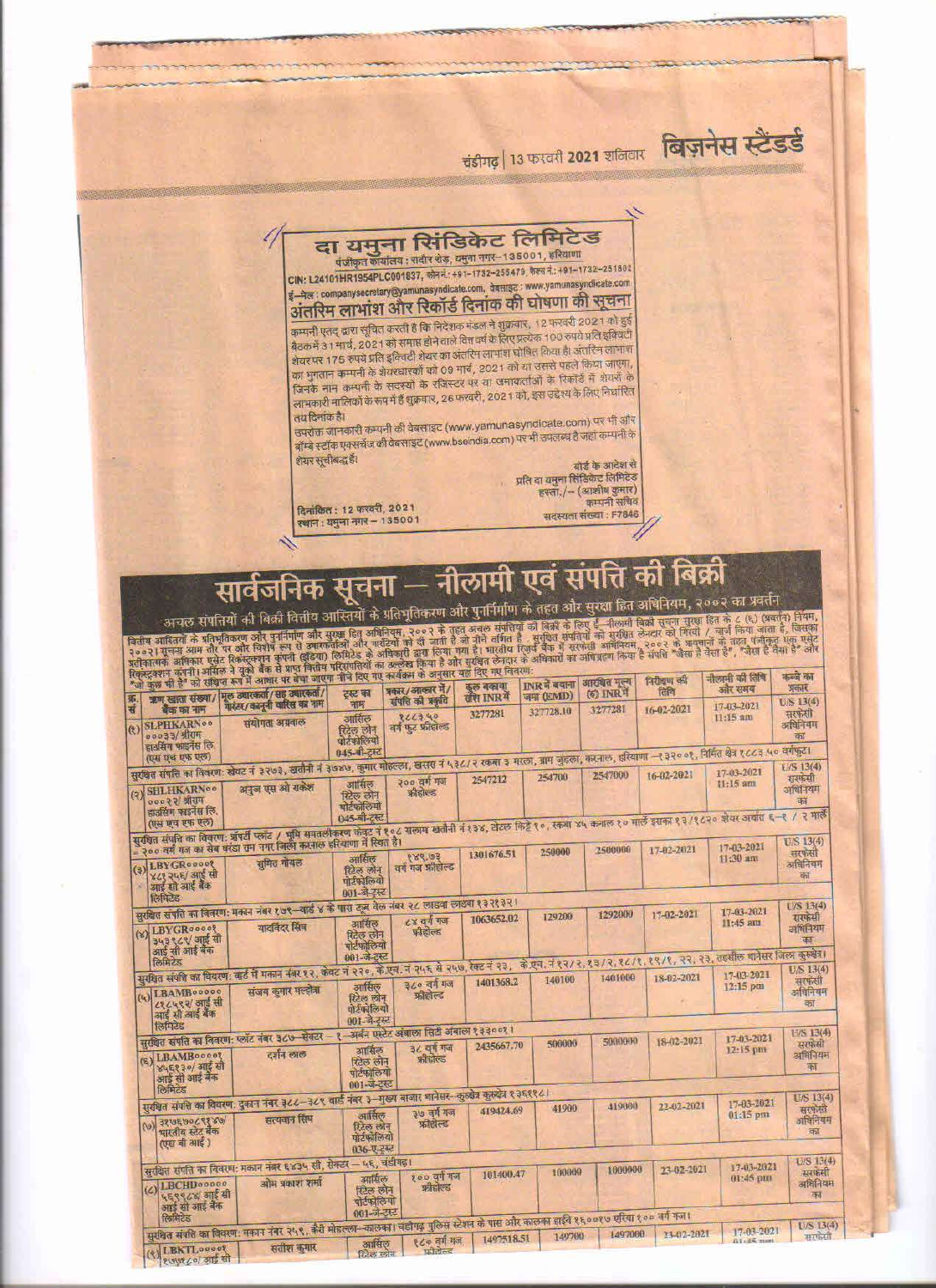# दा यमुना सिंडिकेट लिमिटेड

पंजीकृत कार्यालय : रादौर रोड, यमुना नगर–135001, हरियाणा

CIN: L24101HR1954PLC001837, फोन नं.: +91-1732-255479, फैक्स नं.: +91-1732-251802

ई–मेल : companysecretary@yamunasyndicate.com, वेबसाइट : www.yamunasyndicate.com

## अंतरिम लाभांश और रिकॉर्ड दिनांक की घोषणा की सूचना

कम्पनी एतद् द्वारा सूचित करती है कि निदेशक मंडल ने शुक्रवार, 12 फरवरी 2021 को हुई बैठक में 31 मार्च, 2021 को समाप्त होने वाले वित्त वर्ष के लिए प्रत्येक 100 रुपये प्रति इक्विटी शेयर पर 175 रुपये प्रति इक्विटी शेयर का अंतरिम लाभांश घोषित किया है। अंतरिम लाभांश का भुगतान कम्पनी के शेयरधारकों को 09 मार्च, 2021 को या उससे पहले किया जाएगा, जिनके नाम कम्पनी के सदस्यों के रजिस्टर पर या जमाकर्ताओं के रिकॉर्ड में शेयरों के लाभकारी मालिकों के रूप में हैं शुक्रवार, 26 फरवरी, 2021 को, इस उद्देश्य के लिए निर्धारित तय दिनांक है।

उपरोक्त जानकारी कम्पनी की वेबसाइट (www.yamunasyndicate.com) पर भी और बॉम्बे स्टॉक एक्सचेंज की वेबसाइट (www.bseindia.com) पर भी उपलब्ध है जहां कम्पनी के शेयर सूचीबद्ध हैं।

बोर्ड के आदेश से
प्रति दा यमुना सिंडिकेट लिमिटेड
हस्ता./– (आशीष कुमार)
कम्पनी सचिव
सदस्यता संख्या : F7846

दिनांकित : 12 फरवरी, 2021
स्थान : यमुना नगर – 135001

# सार्वजनिक सूचना – नीलामी एवं संपत्ति की बिक्री

अचल संपत्तियों की बिक्री वित्तीय आस्तियों के प्रतिभूतिकरण और पुनर्निर्माण के तहत और सुरक्षा हित अधिनियम, २००२ का प्रवर्तन

वित्तीय आस्तियों के प्रतिभूतिकरण और पुनर्निर्माण और सुरक्षा हित अधिनियम, २००२ के तहत अचल संपत्तियों की बिक्री के लिए ई–नीलामी बिक्री सूचना सुरक्षा हित के ८ (६) (प्रवर्तन) नियम, २००२। सूचना आम तौर पर और विशेष रूप से उधारकर्ताओं और गारंटियों को दी जाती है जो नीचे वर्णित है, सुरक्षित संपत्तियों को सुरक्षित लेनदार को गिरवी / चार्ज किया जाता है, जिसका प्रतीकात्मक अधिकार एसेट रिकंस्ट्रक्शन कंपनी (इंडिया) लिमिटेड के अधिकारी द्वारा लिया गया है। भारतीय रिज़र्व बैंक में सरफेसी अधिनियम, २००२ के प्रावधानों के तहत पंजीकृत एक एसेट रिकंस्ट्रक्शन कंपनी। आर्सिल ने यूको बैंक से प्राप्त वित्तीय परिसंपत्तियों का उल्लेख किया है और सुरक्षित लेनदार के अधिकारों का अधिग्रहण किया है संपत्ति "जैसा है जैसा है", "जैसा है वैसा है" और "जो कुछ भी है" को संक्षिप्त रूप में आधार पर बेचा जाएगा नीचे दिए गए कार्यक्रम के अनुसार यहां दिए गए विवरण:

| क्र. सं. | ऋण खाता संख्या / बैंक का नाम | मूल उधारकर्ता / सह उधारकर्ता / गारंटर / कानूनी वारिस का नाम | ट्रस्ट का नाम | प्रकार / आकार में / संपत्ति की प्रकृति | कुल बकाया राशि INR में | INR में बयाना जमा (EMD) | आरक्षित मूल्य (रु) INR में | निरीक्षण की तिथि | नीलामी की तिथि और समय | कब्जे का प्रकार |
|---|---|---|---|---|---|---|---|---|---|---|
| (१) | SLPHKARN०० ०००३३/ श्रीराम हाउसिंग फाइनेंस लि. (एस एच एफ एल) | संयोगता अग्रवाल | आर्सिल रिटेल लोन पोर्टफोलियो 045-बी-ट्रस्ट | १८८३.५० वर्ग फुट फ्रीहोल्ड | 3277281 | 327728.10 | 3277281 | 16-02-2021 | 17-03-2021 11:15 am | U/S 13(4) सरफेसी अधिनियम का |
| सुरक्षित संपत्ति का विवरण: खेवट नं ३२७३, खतौनी नं ३७४७, कुमार मोहल्ला, खसरा नं ५३८/२ रकबा ३ मरला, ग्राम जुंडला, करनाल, हरियाणा –१३२००१, निर्मित क्षेत्र १८८३.५० वर्गफुट। | | | | | | | | | | |
| (२) | SHLHKARN०० ०००२२/ श्रीराम हाउसिंग फाइनेंस लि. (एस एच एफ एल) | अनुज एस ओ राकेश | आर्सिल रिटेल लोन पोर्टफोलियो 045-बी-ट्रस्ट | २०० वर्ग गज फ्रीहोल्ड | 2547212 | 254700 | 2547000 | 16-02-2021 | 17-03-2021 11:15 am | U/S 13(4) सरफेसी अधिनियम का |
| सुरक्षित संपत्ति का विवरण: प्रॉपर्टी प्लॉट / भूमि समतलीकरण फेवट नं १०८ खसरा खतौनी नं १३४, केटल किट्टे १०, रकबा ४५ कनाल १० मार्ले इसका १३/१८२० शेयर अर्थात ६–१ / २ मार्ले = २०० वर्ग गज का सेब फंडा राम नगर जिला करनाल हरियाणा में स्थित है। | | | | | | | | | | |
| (३) | LBYGR००००१ ४८१२५६/ आई सी आई सी आई बैंक लिमिटेड | सुमित गोयल | आर्सिल रिटेल लोन पोर्टफोलियो 001-जे-ट्रस्ट | १४९.७३ वर्ग गज फ्रीहोल्ड | 1301676.51 | 250000 | 2500000 | 17-02-2021 | 17-03-2021 11:30 am | U/S 13(4) सरफेसी अधिनियम का |
| सुरक्षित संपत्ति का विवरण: मकान नंबर ८७९–वार्ड ४ के पास ट्यूब वेल नंबर २८ लाडवा लाडवा १३२१३२। | | | | | | | | | | |
| (४) | LBYGR००००१ ३५३९८१/ आई सी आई सी आई बैंक लिमिटेड | यादविंदर सिंह | आर्सिल रिटेल लोन पोर्टफोलियो 001-जे-ट्रस्ट | ८४ वर्ग गज फ्रीहोल्ड | 1063652.02 | 129200 | 1292000 | 17-02-2021 | 17-03-2021 11:45 am | U/S 13(4) सरफेसी अधिनियम का |
| सुरक्षित संपत्ति का विवरण: वार्ड में मकान नंबर १२, केवट नं २२०, के.एन. नं २५६ से २५७, रेक्ट नं २३, के.एन. नं १२/२, १३/२, १८/१, १९/१, २२, २३, तहसील थानेसर जिला कुरुक्षेत्र। | | | | | | | | | | |
| (५) | LBAMB००००० ८१८५९२/ आई सी आई सी आई बैंक लिमिटेड | संजय कुमार पल्होत्रा | आर्सिल रिटेल लोन पोर्टफोलियो 001-जे-ट्रस्ट | ३६० वर्ग गज फ्रीहोल्ड | 1401368.2 | 140100 | 1401000 | 18-02-2021 | 17-03-2021 12:15 pm | U/S 13(4) सरफेसी अधिनियम का |
| सुरक्षित संपत्ति का विवरण: प्लॉट नंबर ३८७–सेक्टर – १ – अर्बन एस्टेट अंबाला सिटी अंबाला १३३००१। | | | | | | | | | | |
| (६) | LBAMB००००१ ४५६१३०/ आई सी आई सी आई बैंक लिमिटेड | दर्शन लाल | आर्सिल रिटेल लोन पोर्टफोलियो 001-जे-ट्रस्ट | ३८ वर्ग गज फ्रीहोल्ड | 2435667.70 | 500000 | 5000000 | 18-02-2021 | 17-03-2021 12:15 pm | U/S 13(4) सरफेसी अधिनियम का |
| सुरक्षित संपत्ति का विवरण: दुकान नंबर ३८८–३८९ वार्ड नंबर ३–मुख्य बाजार थानेसर–कुरुक्षेत्र कुरुक्षेत्र १३६११८। | | | | | | | | | | |
| (७) | ३२७७६७०८९१४७/ भारतीय स्टेट बैंक (एस बी आई) | सत्यवान सिंह | आर्सिल रिटेल लोन पोर्टफोलियो 036-ए-ट्रस्ट | ३७ वर्ग गज फ्रीहोल्ड | 419424.69 | 41900 | 419000 | 22-02-2021 | 17-03-2021 01:15 pm | U/S 13(4) सरफेसी अधिनियम का |
| सुरक्षित संपत्ति का विवरण: मकान नंबर ६४३५ सी, सेक्टर – ५६, चंडीगढ़। | | | | | | | | | | |
| (८) | LBCHD००००० ५६९९८४/ आई सी आई सी आई बैंक लिमिटेड | ओम प्रकाश शर्मा | आर्सिल रिटेल लोन पोर्टफोलियो 001-जे-ट्रस्ट | १०० वर्ग गज फ्रीहोल्ड | 101400.47 | 100000 | 1000000 | 23-02-2021 | 17-03-2021 01:45 pm | U/S 13(4) सरफेसी अधिनियम का |
| सुरक्षित संपत्ति का विवरण: मकान नंबर २५९, कैरो मोहल्ला–कालका। चंडीगढ़ पुलिस स्टेशन के पास और कालका हाउस १६००२७ एरिया १०० वर्ग गज। | | | | | | | | | | |
| (९) | LBKTL००००१ ... आई सी | सतीश कुमार | आर्सिल रिटेल लोन | १८० वर्ग गज फ्रीहोल्ड | 1497518.51 | 149700 | 1497000 | 23-02-2021 | 17-03-2021 01:45 pm | U/S 13(4) सरफेसी |